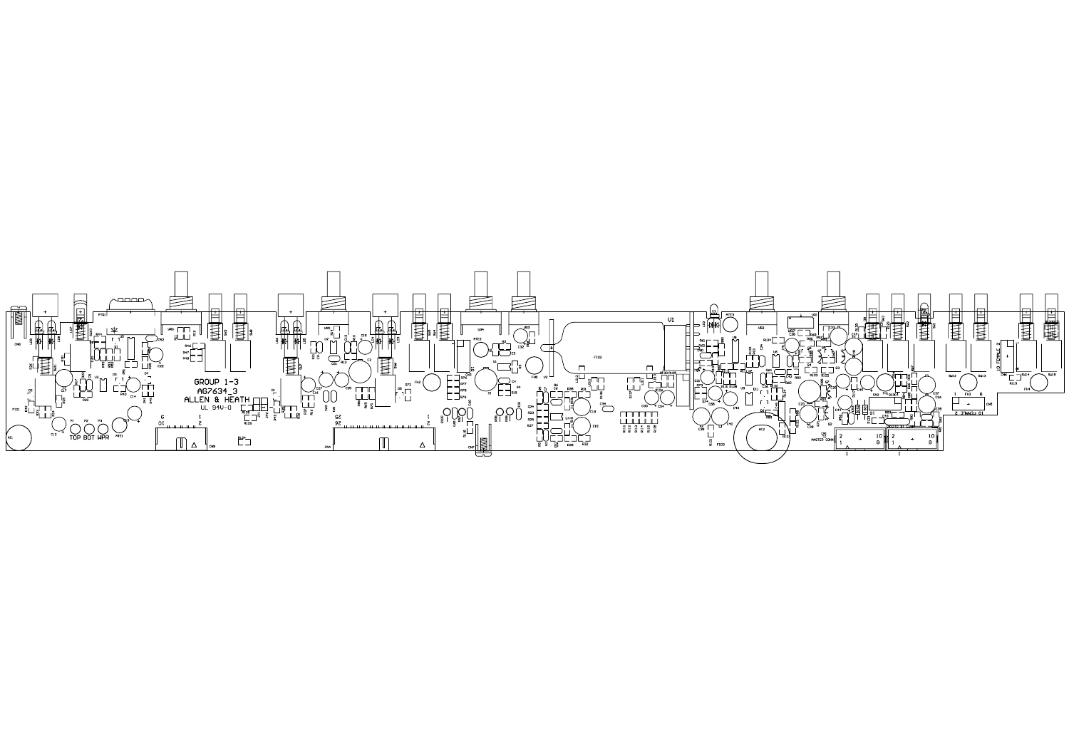GROUP 1-3
AG7634_3
ALLEN & HEATH
UL 94V-0

TOP BOT WPR

MASTER CONN

IO FEMALE 2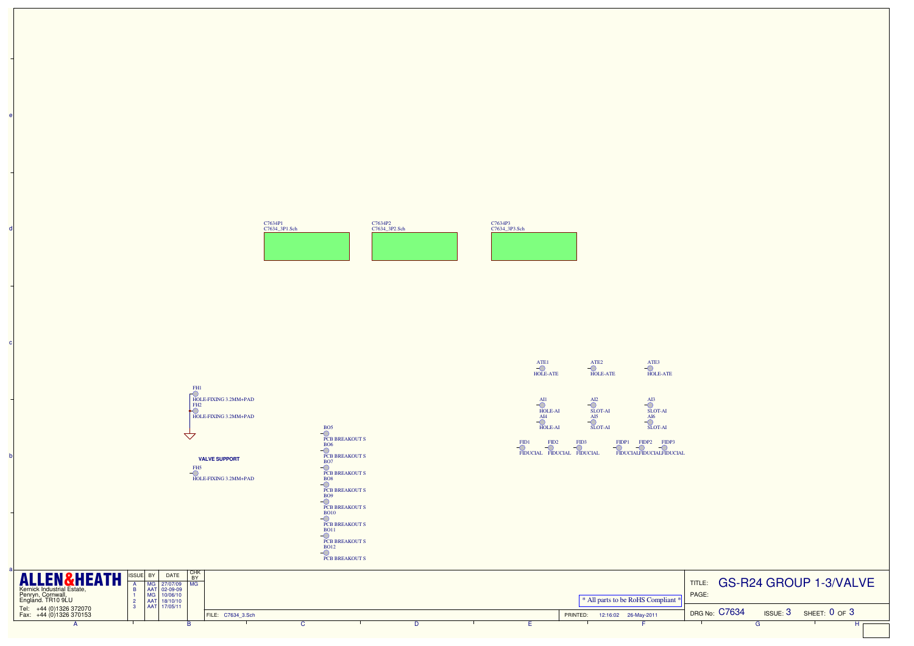C7634P1
C7634_3P1.Sch

C7634P2
C7634_3P2.Sch

C7634P3
C7634_3P3.Sch

ATE1 HOLE-ATE
ATE2 HOLE-ATE
ATE3 HOLE-ATE

AI1 HOLE-AI
AI2 SLOT-AI
AI3 SLOT-AI
AI4 HOLE-AI
AI5 SLOT-AI
AI6 SLOT-AI

FID1 FIDUCIAL
FID2 FIDUCIAL
FID3 FIDUCIAL
FIDP1 FIDUCIAL
FIDP2 FIDUCIAL
FIDP3 FIDUCIAL

FH1 HOLE-FIXING 3.2MM+PAD
FH2 HOLE-FIXING 3.2MM+PAD

**VALVE SUPPORT**

FH5 HOLE-FIXING 3.2MM+PAD

BO5 PCB BREAKOUT S
BO6 PCB BREAKOUT S
BO7 PCB BREAKOUT S
BO8 PCB BREAKOUT S
BO9 PCB BREAKOUT S
BO10 PCB BREAKOUT S
BO11 PCB BREAKOUT S
BO12 PCB BREAKOUT S

**ALLEN&HEATH**
Kernick Industrial Estate,
Penryn, Cornwall,
England. TR10 9LU
Tel: +44 (0)1326 372070
Fax: +44 (0)1326 370153

| ISSUE | BY | DATE | CHK BY |
|---|---|---|---|
| A | MG | 27/07/09 | MG |
| B | AAT | 02-09-09 | |
| 1 | MG | 10/06/10 | |
| 2 | AAT | 18/10/10 | |
| 3 | AAT | 17/05/11 | |

\* All parts to be RoHS Compliant \*

FILE: C7634_3.Sch

PRINTED: 12:16:02 26-May-2011

TITLE: GS-R24 GROUP 1-3/VALVE

PAGE:

DRG No: C7634 ISSUE: 3 SHEET: 0 OF 3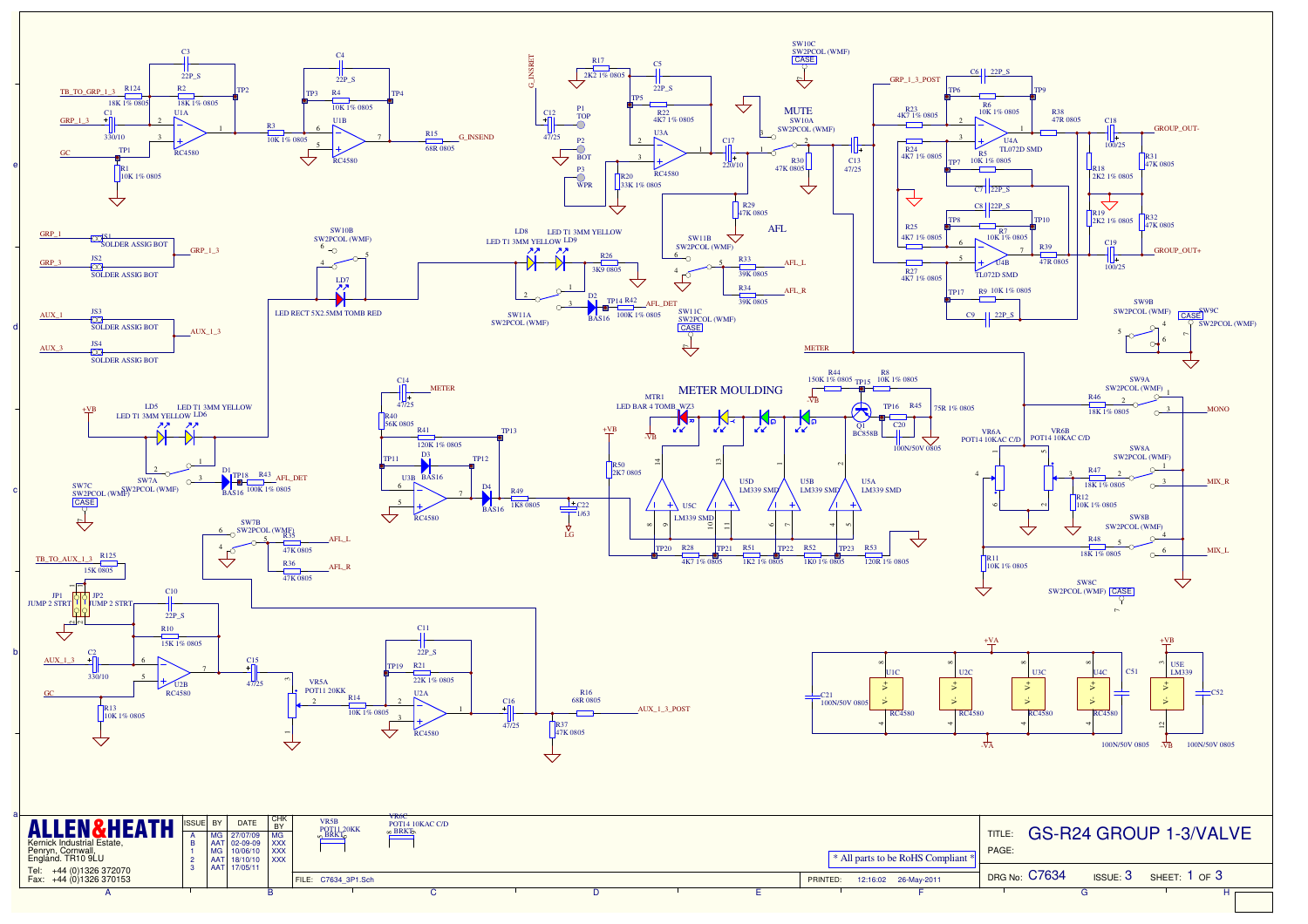# GS-R24 GROUP 1-3/VALVE

**ALLEN&HEATH**
Kernick Industrial Estate,
Penryn, Cornwall,
England. TR10 9LU

Tel: +44 (0)1326 372070
Fax: +44 (0)1326 370153

| ISSUE | BY | DATE | CHK BY |
|---|---|---|---|
| A | MG | 27/07/09 | MG |
| B | AAT | 02-09-09 | XXX |
| 1 | MG | 10/06/10 | XXX |
| 2 | AAT | 18/10/10 | XXX |
| 3 | AAT | 17/05/11 | |

\* All parts to be RoHS Compliant \*

FILE: C7634_3P1.Sch

PRINTED: 12:16:02 26-May-2011

TITLE: GS-R24 GROUP 1-3/VALVE

PAGE:

DRG No: C7634 ISSUE: 3 SHEET: 1 OF 3

MUTE

AFL

METER MOULDING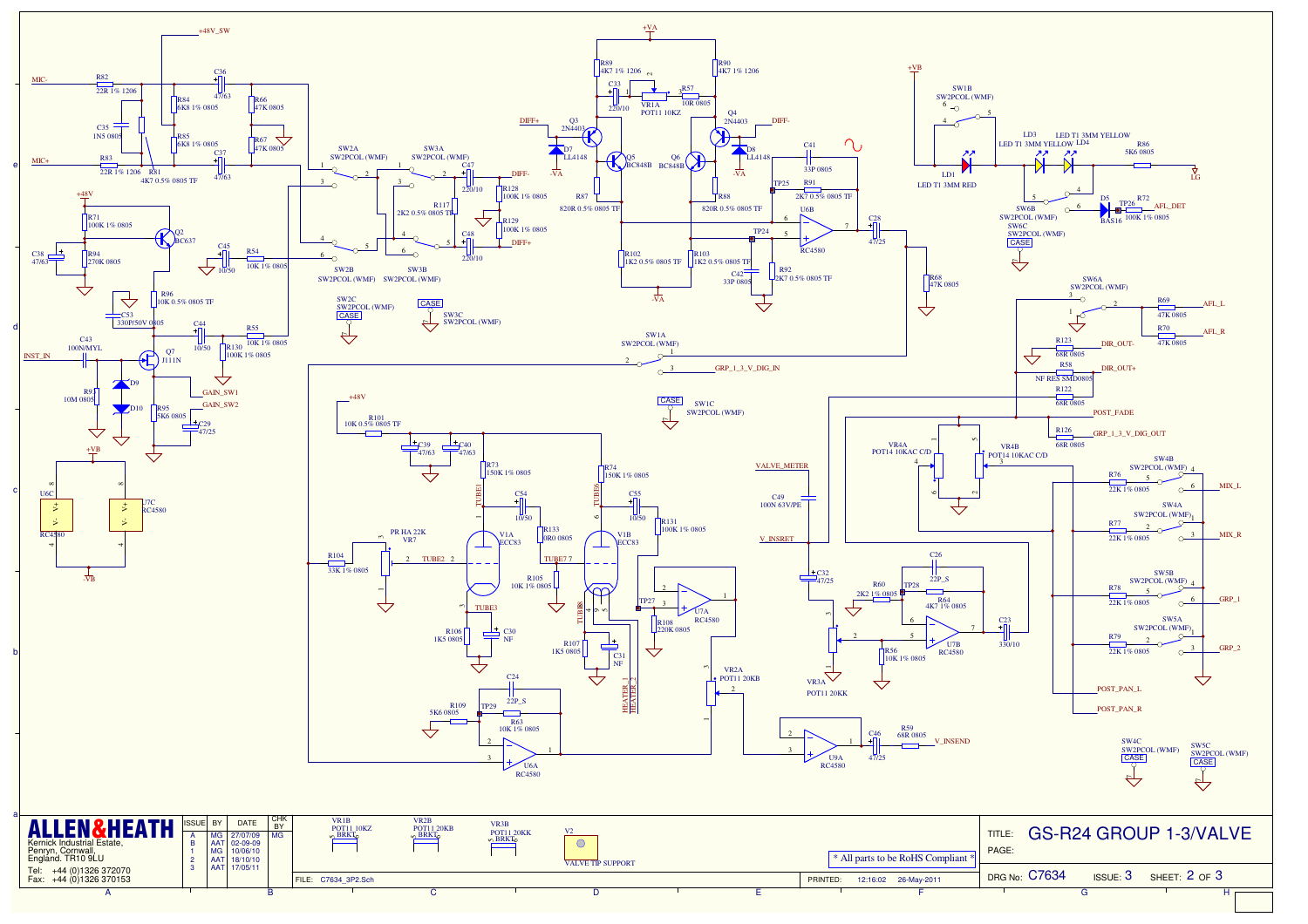# GS-R24 GROUP 1-3/VALVE

**ALLEN&HEATH**

Kernick Industrial Estate,
Penryn, Cornwall,
England. TR10 9LU

Tel: +44 (0)1326 372070
Fax: +44 (0)1326 370153

| ISSUE | BY | DATE | CHK BY |
|---|---|---|---|
| A | MG | 27/07/09 | MG |
| B | AAT | 02-09-09 | |
| 1 | MG | 10/06/10 | |
| 2 | AAT | 18/10/10 | |
| 3 | AAT | 17/05/11 | |

FILE: C7634_3P2.Sch

PRINTED: 12:16:02 26-May-2011

\* All parts to be RoHS Compliant \*

TITLE: GS-R24 GROUP 1-3/VALVE

PAGE:

DRG No: C7634 ISSUE: 3 SHEET: 2 OF 3

VR1B POT11 10KZ BRKT
VR2B POT11 20KB BRKT
VR3B POT11 20KK BRKT
V2 VALVE TIP SUPPORT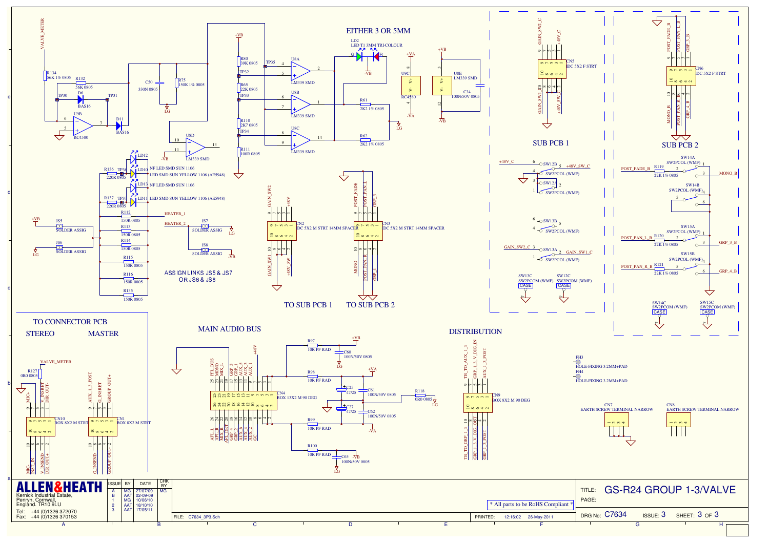## EITHER 3 OR 5MM

LD2 LED T1 3MM TRI-COLOUR

## SUB PCB 1

## SUB PCB 2

## TO SUB PCB 1

## TO SUB PCB 2

ASSIGN LINKS JS5 & JS7
OR JS6 & JS8

## TO CONNECTOR PCB

### STEREO

### MASTER

## MAIN AUDIO BUS

## DISTRIBUTION

NF LED SMD SUN 1106
LED SMD SUN YELLOW 1106 (AE5948)
NF LED SMD SUN 1106
LED SMD SUN YELLOW 1106 (AE5948)

FH3 HOLE-FIXING 3.2MM+PAD
FH4 HOLE-FIXING 3.2MM+PAD

CN7 EARTH SCREW TERMINAL NARROW
CN8 EARTH SCREW TERMINAL NARROW

**ALLEN&HEATH**
Kernick Industrial Estate,
Penryn, Cornwall,
England. TR10 9LU
Tel: +44 (0)1326 372070
Fax: +44 (0)1326 370153

| ISSUE | BY | DATE | CHK BY |
|---|---|---|---|
| A | MG | 27/07/09 | MG |
| B | AAT | 02-09-09 | |
| 1 | MG | 10/06/10 | |
| 2 | AAT | 18/10/10 | |
| 3 | AAT | 17/05/11 | |

\* All parts to be RoHS Compliant \*

FILE: C7634_3P3.Sch

PRINTED: 12:16:02 26-May-2011

TITLE: GS-R24 GROUP 1-3/VALVE

PAGE:

DRG No: C7634 ISSUE: 3 SHEET: 3 OF 3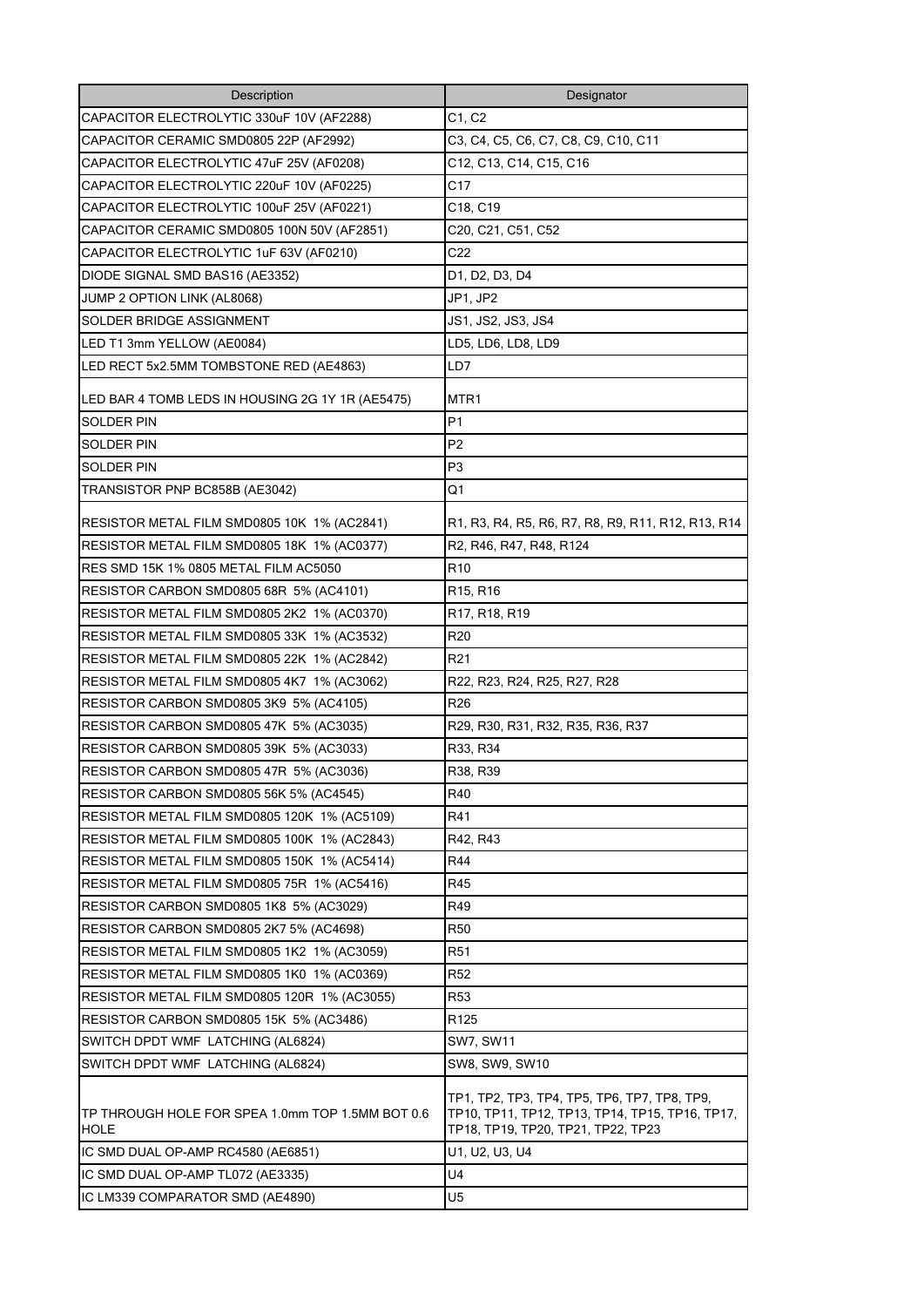| Description | Designator |
| --- | --- |
| CAPACITOR ELECTROLYTIC 330uF 10V (AF2288) | C1, C2 |
| CAPACITOR CERAMIC SMD0805 22P (AF2992) | C3, C4, C5, C6, C7, C8, C9, C10, C11 |
| CAPACITOR ELECTROLYTIC 47uF 25V (AF0208) | C12, C13, C14, C15, C16 |
| CAPACITOR ELECTROLYTIC 220uF 10V (AF0225) | C17 |
| CAPACITOR ELECTROLYTIC 100uF 25V (AF0221) | C18, C19 |
| CAPACITOR CERAMIC SMD0805 100N 50V (AF2851) | C20, C21, C51, C52 |
| CAPACITOR ELECTROLYTIC 1uF 63V (AF0210) | C22 |
| DIODE SIGNAL SMD BAS16 (AE3352) | D1, D2, D3, D4 |
| JUMP 2 OPTION LINK (AL8068) | JP1, JP2 |
| SOLDER BRIDGE ASSIGNMENT | JS1, JS2, JS3, JS4 |
| LED T1 3mm YELLOW (AE0084) | LD5, LD6, LD8, LD9 |
| LED RECT 5x2.5MM TOMBSTONE RED (AE4863) | LD7 |
| LED BAR 4 TOMB LEDS IN HOUSING 2G 1Y 1R (AE5475) | MTR1 |
| SOLDER PIN | P1 |
| SOLDER PIN | P2 |
| SOLDER PIN | P3 |
| TRANSISTOR PNP BC858B (AE3042) | Q1 |
| RESISTOR METAL FILM SMD0805 10K 1% (AC2841) | R1, R3, R4, R5, R6, R7, R8, R9, R11, R12, R13, R14 |
| RESISTOR METAL FILM SMD0805 18K 1% (AC0377) | R2, R46, R47, R48, R124 |
| RES SMD 15K 1% 0805 METAL FILM AC5050 | R10 |
| RESISTOR CARBON SMD0805 68R 5% (AC4101) | R15, R16 |
| RESISTOR METAL FILM SMD0805 2K2 1% (AC0370) | R17, R18, R19 |
| RESISTOR METAL FILM SMD0805 33K 1% (AC3532) | R20 |
| RESISTOR METAL FILM SMD0805 22K 1% (AC2842) | R21 |
| RESISTOR METAL FILM SMD0805 4K7 1% (AC3062) | R22, R23, R24, R25, R27, R28 |
| RESISTOR CARBON SMD0805 3K9 5% (AC4105) | R26 |
| RESISTOR CARBON SMD0805 47K 5% (AC3035) | R29, R30, R31, R32, R35, R36, R37 |
| RESISTOR CARBON SMD0805 39K 5% (AC3033) | R33, R34 |
| RESISTOR CARBON SMD0805 47R 5% (AC3036) | R38, R39 |
| RESISTOR CARBON SMD0805 56K 5% (AC4545) | R40 |
| RESISTOR METAL FILM SMD0805 120K 1% (AC5109) | R41 |
| RESISTOR METAL FILM SMD0805 100K 1% (AC2843) | R42, R43 |
| RESISTOR METAL FILM SMD0805 150K 1% (AC5414) | R44 |
| RESISTOR METAL FILM SMD0805 75R 1% (AC5416) | R45 |
| RESISTOR CARBON SMD0805 1K8 5% (AC3029) | R49 |
| RESISTOR CARBON SMD0805 2K7 5% (AC4698) | R50 |
| RESISTOR METAL FILM SMD0805 1K2 1% (AC3059) | R51 |
| RESISTOR METAL FILM SMD0805 1K0 1% (AC0369) | R52 |
| RESISTOR METAL FILM SMD0805 120R 1% (AC3055) | R53 |
| RESISTOR CARBON SMD0805 15K 5% (AC3486) | R125 |
| SWITCH DPDT WMF LATCHING (AL6824) | SW7, SW11 |
| SWITCH DPDT WMF LATCHING (AL6824) | SW8, SW9, SW10 |
| TP THROUGH HOLE FOR SPEA 1.0mm TOP 1.5MM BOT 0.6 HOLE | TP1, TP2, TP3, TP4, TP5, TP6, TP7, TP8, TP9, TP10, TP11, TP12, TP13, TP14, TP15, TP16, TP17, TP18, TP19, TP20, TP21, TP22, TP23 |
| IC SMD DUAL OP-AMP RC4580 (AE6851) | U1, U2, U3, U4 |
| IC SMD DUAL OP-AMP TL072 (AE3335) | U4 |
| IC LM339 COMPARATOR SMD (AE4890) | U5 |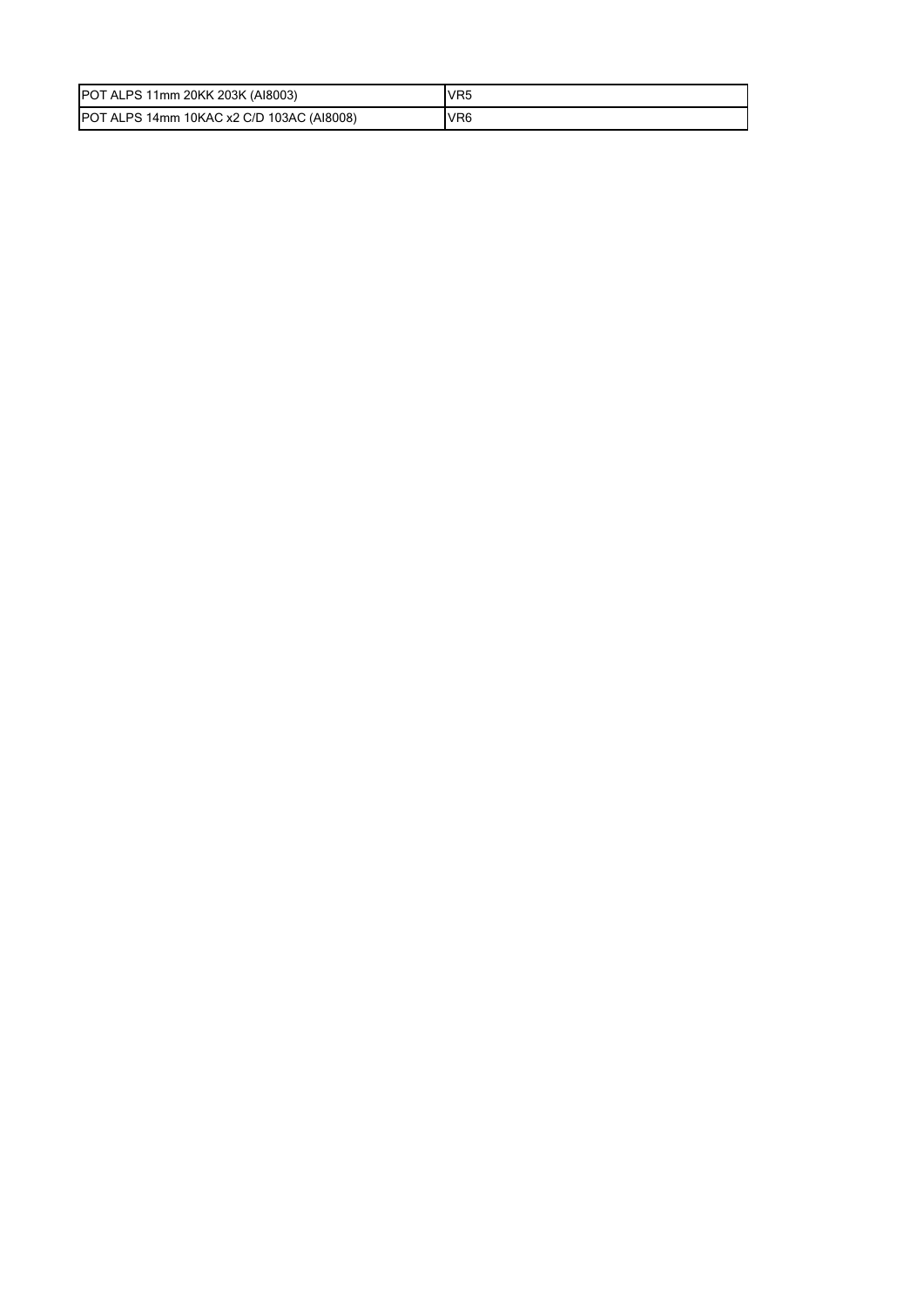| | |
|---|---|
| POT ALPS 11mm 20KK 203K (AI8003) | VR5 |
| POT ALPS 14mm 10KAC x2 C/D 103AC (AI8008) | VR6 |